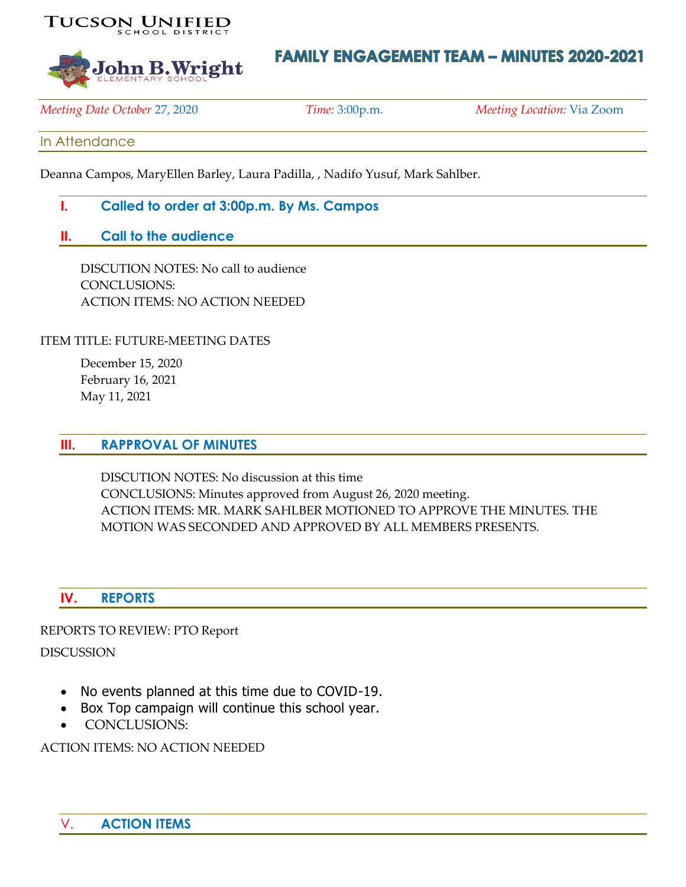Tucson Unified School District

John B. Wright Elementary School

# FAMILY ENGAGEMENT TEAM – MINUTES 2020-2021

*Meeting Date October* 27, 2020 *Time:* 3:00p.m. *Meeting Location:* Via Zoom

## In Attendance

Deanna Campos, MaryEllen Barley, Laura Padilla, , Nadifo Yusuf, Mark Sahlber.

## I. Called to order at 3:00p.m. By Ms. Campos

## II. Call to the audience

DISCUTION NOTES: No call to audience
CONCLUSIONS:
ACTION ITEMS: NO ACTION NEEDED

ITEM TITLE: FUTURE-MEETING DATES

December 15, 2020
February 16, 2021
May 11, 2021

## III. RAPPROVAL OF MINUTES

DISCUTION NOTES: No discussion at this time
CONCLUSIONS: Minutes approved from August 26, 2020 meeting.
ACTION ITEMS: MR. MARK SAHLBER MOTIONED TO APPROVE THE MINUTES. THE MOTION WAS SECONDED AND APPROVED BY ALL MEMBERS PRESENTS.

## IV. REPORTS

REPORTS TO REVIEW: PTO Report

DISCUSSION

- No events planned at this time due to COVID-19.
- Box Top campaign will continue this school year.
- CONCLUSIONS:

ACTION ITEMS: NO ACTION NEEDED

## V. ACTION ITEMS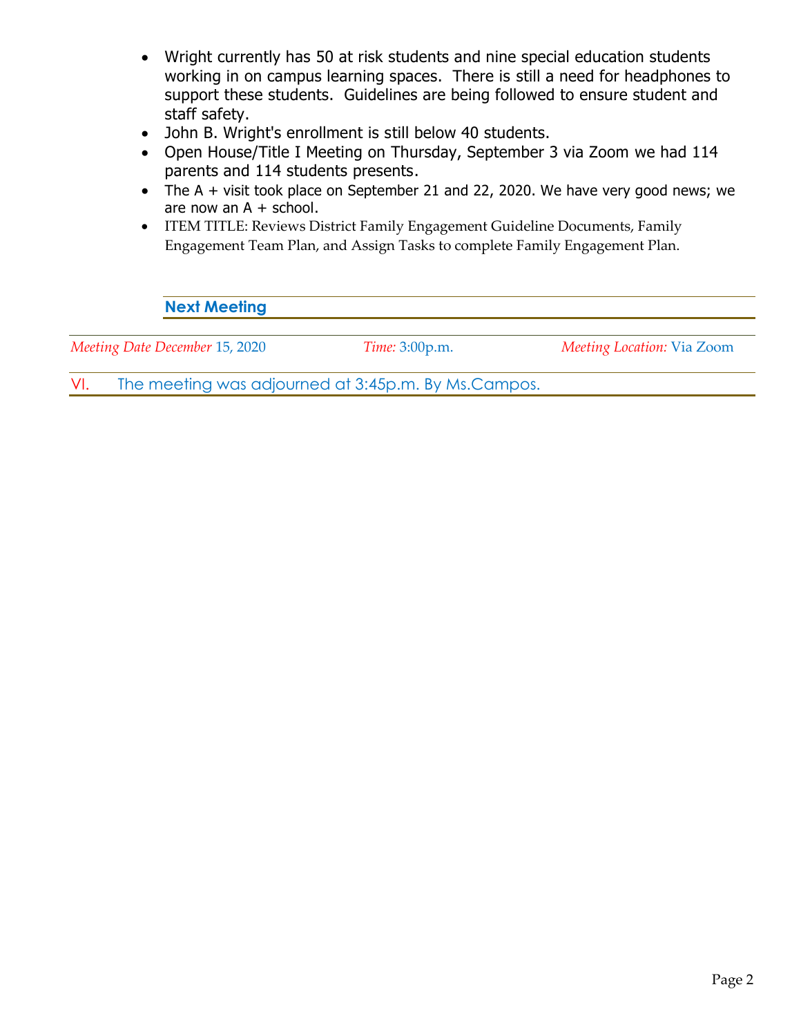- Wright currently has 50 at risk students and nine special education students working in on campus learning spaces.  There is still a need for headphones to support these students.  Guidelines are being followed to ensure student and staff safety.
- John B. Wright's enrollment is still below 40 students.
- Open House/Title I Meeting on Thursday, September 3 via Zoom we had 114 parents and 114 students presents.
- The A + visit took place on September 21 and 22, 2020. We have very good news; we are now an A + school.
- ITEM TITLE: Reviews District Family Engagement Guideline Documents, Family Engagement Team Plan, and Assign Tasks to complete Family Engagement Plan.

## Next Meeting

*Meeting Date December* 15, 2020 *Time:* 3:00p.m. *Meeting Location:* Via Zoom

VI. The meeting was adjourned at 3:45p.m. By Ms.Campos.